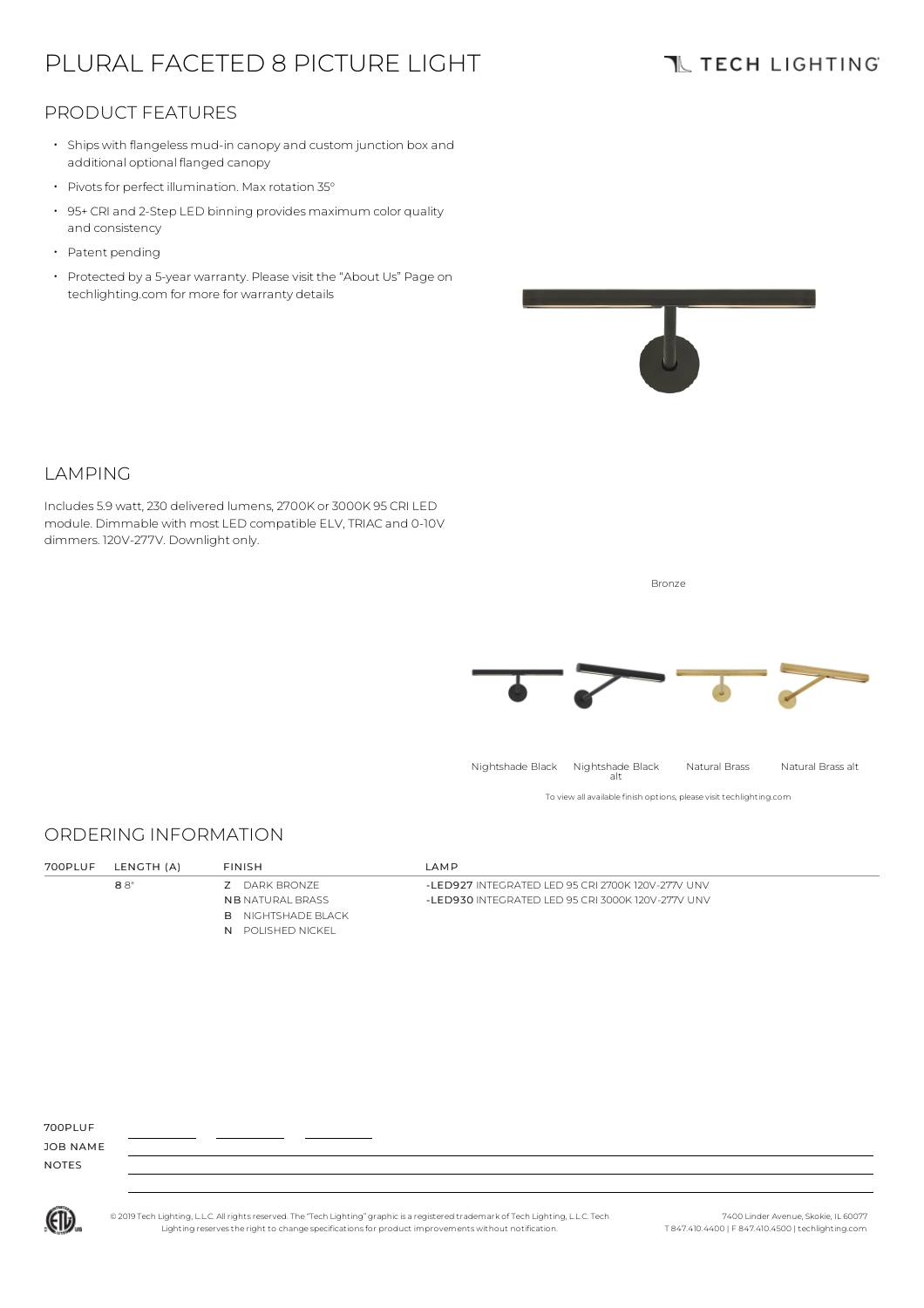# PLURAL FACETED 8 PICTURE LIGHT

TECH LIGHTING

## PRODUCT FEATURES

- Ships with flangeless mud-in canopy and custom junction box and additional optional flanged canopy
- Pivots for perfect illumination. Max rotation 35°
- 95+ CRI and 2-Step LED binning provides maximum color quality and consistency
- Patent pending
- Protected by a 5-year warranty. Please visit the "About Us" Page on techlighting.com for more for warranty details

## LAMPING

Includes 5.9 watt, 230 delivered lumens, 2700K or 3000K 95 CRI LED module. Dimmable with most LED compatible ELV, TRIAC and 0-10V dimmers. 120V-277V. Downlight only.

Bronze

Nightshade Black | Nightshade Black alt | Natural Brass | Natural Brass alt

To view all available finish options, please visit techlighting.com

## ORDERING INFORMATION

| 700PLUF | LENGTH (A) | FINISH | LAMP |
|---|---|---|---|
| | **8** 8" | **Z** DARK BRONZE | **-LED927** INTEGRATED LED 95 CRI 2700K 120V-277V UNV |
| | | **NB** NATURAL BRASS | **-LED930** INTEGRATED LED 95 CRI 3000K 120V-277V UNV |
| | | **B** NIGHTSHADE BLACK | |
| | | **N** POLISHED NICKEL | |

700PLUF ________ ________ ________

JOB NAME

NOTES

© 2019 Tech Lighting, L.L.C. All rights reserved. The "Tech Lighting" graphic is a registered trademark of Tech Lighting, L.L.C. Tech Lighting reserves the right to change specifications for product improvements without notification.

7400 Linder Avenue, Skokie, IL 60077
T 847.410.4400 | F 847.410.4500 | techlighting.com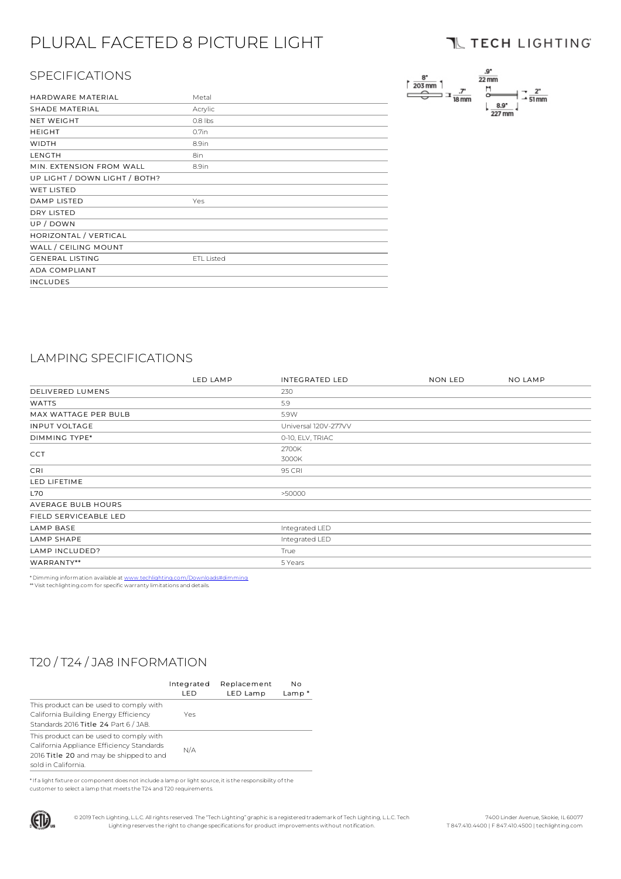# PLURAL FACETED 8 PICTURE LIGHT

TECH LIGHTING

## SPECIFICATIONS

| | |
|---|---|
| HARDWARE MATERIAL | Metal |
| SHADE MATERIAL | Acrylic |
| NET WEIGHT | 0.8 lbs |
| HEIGHT | 0.7in |
| WIDTH | 8.9in |
| LENGTH | 8in |
| MIN. EXTENSION FROM WALL | 8.9in |
| UP LIGHT / DOWN LIGHT / BOTH? | |
| WET LISTED | |
| DAMP LISTED | Yes |
| DRY LISTED | |
| UP / DOWN | |
| HORIZONTAL / VERTICAL | |
| WALL / CEILING MOUNT | |
| GENERAL LISTING | ETL Listed |
| ADA COMPLIANT | |
| INCLUDES | |

8"
203 mm
.7"
18 mm
.9"
22 mm
2"
51 mm
8.9"
227 mm

## LAMPING SPECIFICATIONS

| | LED LAMP | INTEGRATED LED | NON LED | NO LAMP |
|---|---|---|---|---|
| DELIVERED LUMENS | | 230 | | |
| WATTS | | 5.9 | | |
| MAX WATTAGE PER BULB | | 5.9W | | |
| INPUT VOLTAGE | | Universal 120V-277VV | | |
| DIMMING TYPE* | | 0-10, ELV, TRIAC | | |
| CCT | | 2700K<br>3000K | | |
| CRI | | 95 CRI | | |
| LED LIFETIME | | | | |
| L70 | | >50000 | | |
| AVERAGE BULB HOURS | | | | |
| FIELD SERVICEABLE LED | | | | |
| LAMP BASE | | Integrated LED | | |
| LAMP SHAPE | | Integrated LED | | |
| LAMP INCLUDED? | | True | | |
| WARRANTY** | | 5 Years | | |

* Dimming information available at www.techlighting.com/Downloads#dimming
** Visit techlighting.com for specific warranty limitations and details.

## T20 / T24 / JA8 INFORMATION

| | Integrated LED | Replacement LED Lamp | No Lamp * |
|---|---|---|---|
| This product can be used to comply with California Building Energy Efficiency Standards 2016 Title 24 Part 6 / JA8. | Yes | | |
| This product can be used to comply with California Appliance Efficiency Standards 2016 Title 20 and may be shipped to and sold in California. | N/A | | |

* If a light fixture or component does not include a lamp or light source, it is the responsibility of the customer to select a lamp that meets the T24 and T20 requirements.

© 2019 Tech Lighting, L.L.C. All rights reserved. The "Tech Lighting" graphic is a registered trademark of Tech Lighting, L.L.C. Tech Lighting reserves the right to change specifications for product improvements without notification.

7400 Linder Avenue, Skokie, IL 60077
T 847.410.4400 | F 847.410.4500 | techlighting.com